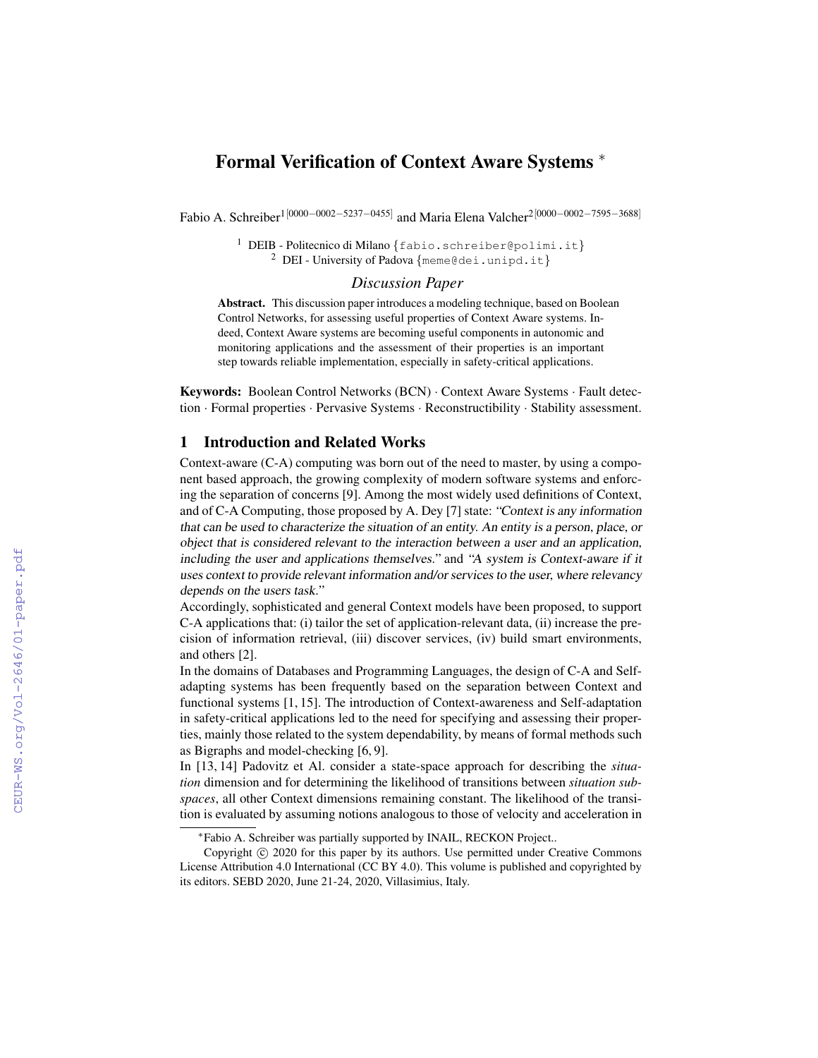# Formal Verification of Context Aware Systems *

Fabio A. Schreiber[1 [0000−0002−5237−0455]] and Maria Elena Valcher[2 [0000−0002−7595−3688]]

[1] DEIB - Politecnico di Milano {fabio.schreiber@polimi.it}
[2] DEI - University of Padova {meme@dei.unipd.it}

*Discussion Paper*

**Abstract.** This discussion paper introduces a modeling technique, based on Boolean Control Networks, for assessing useful properties of Context Aware systems. Indeed, Context Aware systems are becoming useful components in autonomic and monitoring applications and the assessment of their properties is an important step towards reliable implementation, especially in safety-critical applications.

**Keywords:** Boolean Control Networks (BCN) · Context Aware Systems · Fault detection · Formal properties · Pervasive Systems · Reconstructibility · Stability assessment.

## 1 Introduction and Related Works

Context-aware (C-A) computing was born out of the need to master, by using a component based approach, the growing complexity of modern software systems and enforcing the separation of concerns [9]. Among the most widely used definitions of Context, and of C-A Computing, those proposed by A. Dey [7] state: *"Context is any information that can be used to characterize the situation of an entity. An entity is a person, place, or object that is considered relevant to the interaction between a user and an application, including the user and applications themselves."* and *"A system is Context-aware if it uses context to provide relevant information and/or services to the user, where relevancy depends on the users task."*

Accordingly, sophisticated and general Context models have been proposed, to support C-A applications that: (i) tailor the set of application-relevant data, (ii) increase the precision of information retrieval, (iii) discover services, (iv) build smart environments, and others [2].

In the domains of Databases and Programming Languages, the design of C-A and Self-adapting systems has been frequently based on the separation between Context and functional systems [1, 15]. The introduction of Context-awareness and Self-adaptation in safety-critical applications led to the need for specifying and assessing their properties, mainly those related to the system dependability, by means of formal methods such as Bigraphs and model-checking [6, 9].

In [13, 14] Padovitz et Al. consider a state-space approach for describing the *situation* dimension and for determining the likelihood of transitions between *situation subspaces*, all other Context dimensions remaining constant. The likelihood of the transition is evaluated by assuming notions analogous to those of velocity and acceleration in

*Fabio A. Schreiber was partially supported by INAIL, RECKON Project..

Copyright © 2020 for this paper by its authors. Use permitted under Creative Commons License Attribution 4.0 International (CC BY 4.0). This volume is published and copyrighted by its editors. SEBD 2020, June 21-24, 2020, Villasimius, Italy.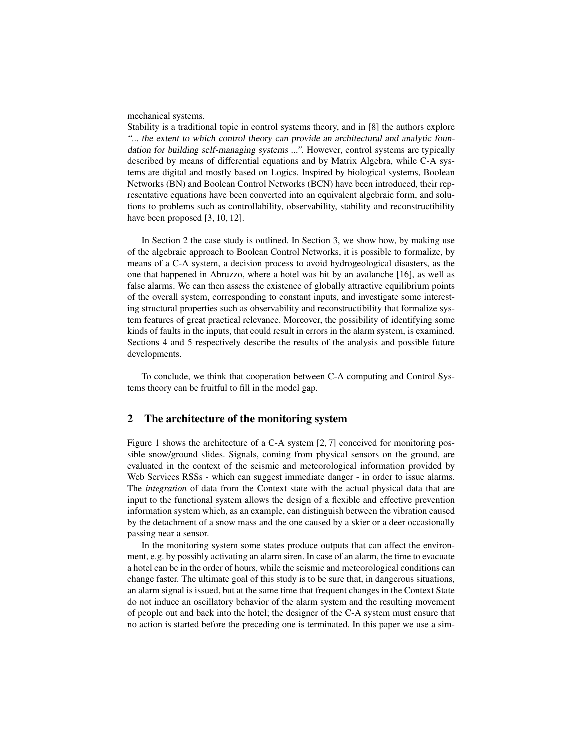mechanical systems.

Stability is a traditional topic in control systems theory, and in [8] the authors explore *"... the extent to which control theory can provide an architectural and analytic foundation for building self-managing systems ..."*. However, control systems are typically described by means of differential equations and by Matrix Algebra, while C-A systems are digital and mostly based on Logics. Inspired by biological systems, Boolean Networks (BN) and Boolean Control Networks (BCN) have been introduced, their representative equations have been converted into an equivalent algebraic form, and solutions to problems such as controllability, observability, stability and reconstructibility have been proposed [3, 10, 12].

In Section 2 the case study is outlined. In Section 3, we show how, by making use of the algebraic approach to Boolean Control Networks, it is possible to formalize, by means of a C-A system, a decision process to avoid hydrogeological disasters, as the one that happened in Abruzzo, where a hotel was hit by an avalanche [16], as well as false alarms. We can then assess the existence of globally attractive equilibrium points of the overall system, corresponding to constant inputs, and investigate some interesting structural properties such as observability and reconstructibility that formalize system features of great practical relevance. Moreover, the possibility of identifying some kinds of faults in the inputs, that could result in errors in the alarm system, is examined. Sections 4 and 5 respectively describe the results of the analysis and possible future developments.

To conclude, we think that cooperation between C-A computing and Control Systems theory can be fruitful to fill in the model gap.

## 2 The architecture of the monitoring system

Figure 1 shows the architecture of a C-A system [2, 7] conceived for monitoring possible snow/ground slides. Signals, coming from physical sensors on the ground, are evaluated in the context of the seismic and meteorological information provided by Web Services RSSs - which can suggest immediate danger - in order to issue alarms. The *integration* of data from the Context state with the actual physical data that are input to the functional system allows the design of a flexible and effective prevention information system which, as an example, can distinguish between the vibration caused by the detachment of a snow mass and the one caused by a skier or a deer occasionally passing near a sensor.

In the monitoring system some states produce outputs that can affect the environment, e.g. by possibly activating an alarm siren. In case of an alarm, the time to evacuate a hotel can be in the order of hours, while the seismic and meteorological conditions can change faster. The ultimate goal of this study is to be sure that, in dangerous situations, an alarm signal is issued, but at the same time that frequent changes in the Context State do not induce an oscillatory behavior of the alarm system and the resulting movement of people out and back into the hotel; the designer of the C-A system must ensure that no action is started before the preceding one is terminated. In this paper we use a sim-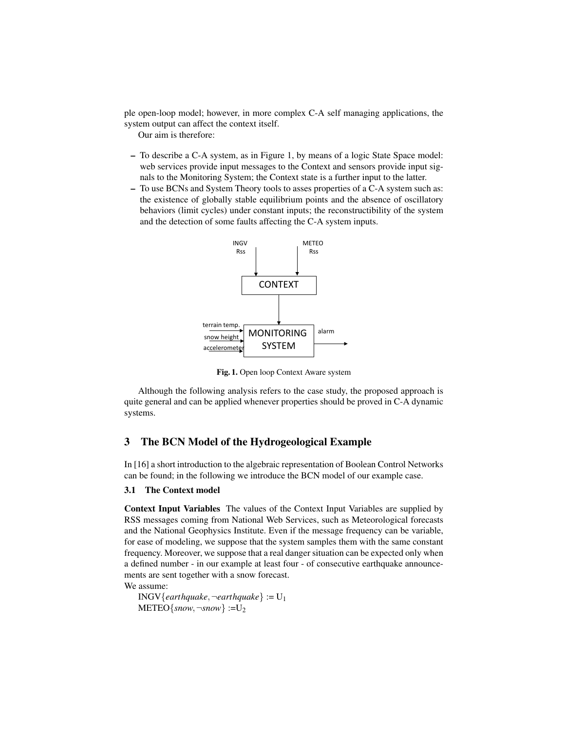ple open-loop model; however, in more complex C-A self managing applications, the system output can affect the context itself.

Our aim is therefore:

- To describe a C-A system, as in Figure 1, by means of a logic State Space model: web services provide input messages to the Context and sensors provide input signals to the Monitoring System; the Context state is a further input to the latter.
- To use BCNs and System Theory tools to asses properties of a C-A system such as: the existence of globally stable equilibrium points and the absence of oscillatory behaviors (limit cycles) under constant inputs; the reconstructibility of the system and the detection of some faults affecting the C-A system inputs.

**Fig. 1.** Open loop Context Aware system

Although the following analysis refers to the case study, the proposed approach is quite general and can be applied whenever properties should be proved in C-A dynamic systems.

## 3 The BCN Model of the Hydrogeological Example

In [16] a short introduction to the algebraic representation of Boolean Control Networks can be found; in the following we introduce the BCN model of our example case.

### 3.1 The Context model

**Context Input Variables** The values of the Context Input Variables are supplied by RSS messages coming from National Web Services, such as Meteorological forecasts and the National Geophysics Institute. Even if the message frequency can be variable, for ease of modeling, we suppose that the system samples them with the same constant frequency. Moreover, we suppose that a real danger situation can be expected only when a defined number - in our example at least four - of consecutive earthquake announcements are sent together with a snow forecast.

We assume:

INGV$\{earthquake, \neg earthquake\} := U_1$

METEO$\{snow, \neg snow\} := U_2$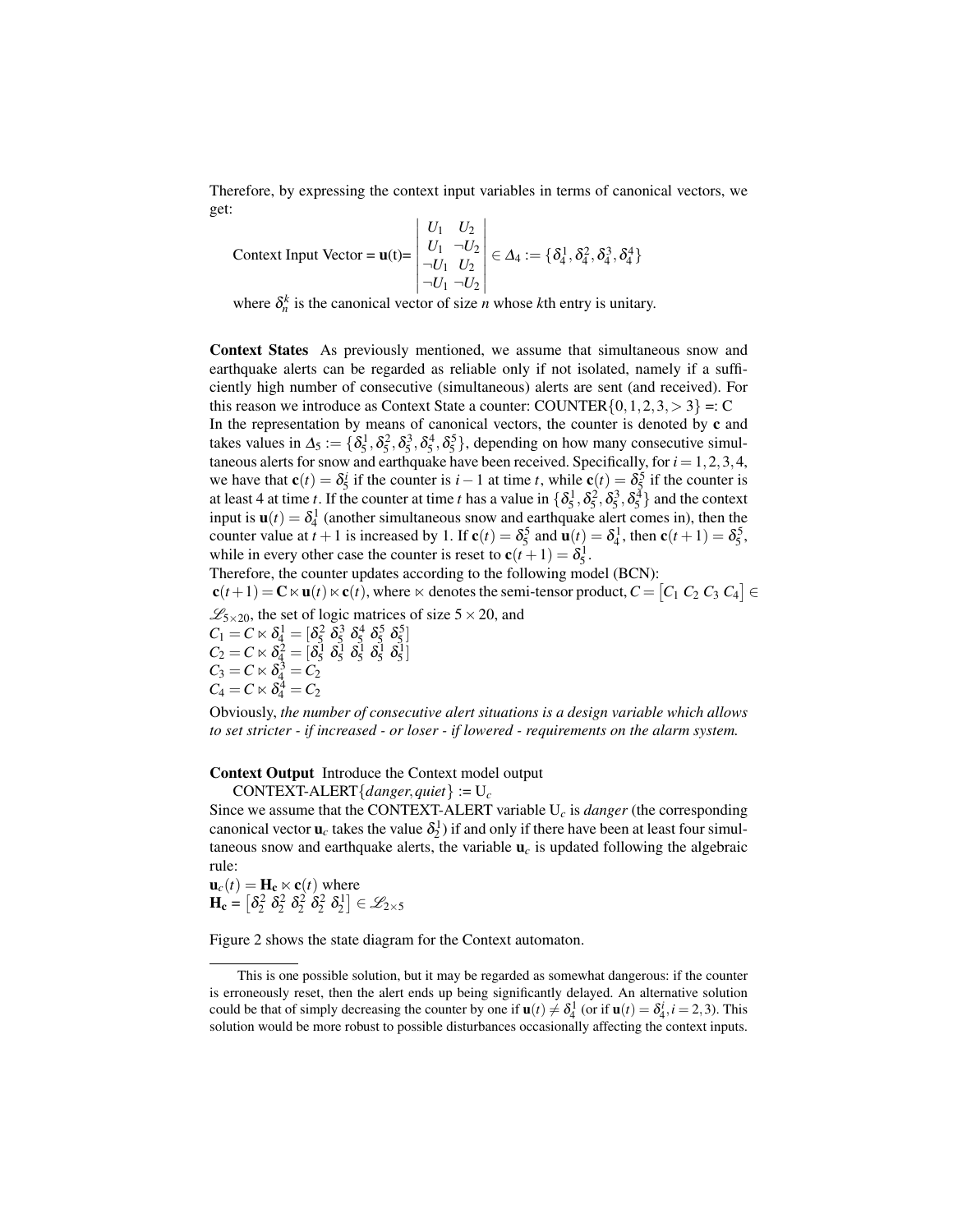Therefore, by expressing the context input variables in terms of canonical vectors, we get:

$$\text{Context Input Vector} = \mathbf{u}(t) = \begin{vmatrix} U_1 & U_2 \\ U_1 & \neg U_2 \\ \neg U_1 & U_2 \\ \neg U_1 & \neg U_2 \end{vmatrix} \in \Delta_4 := \{\delta_4^1, \delta_4^2, \delta_4^3, \delta_4^4\}$$

where $\delta_n^k$ is the canonical vector of size $n$ whose $k$th entry is unitary.

**Context States** As previously mentioned, we assume that simultaneous snow and earthquake alerts can be regarded as reliable only if not isolated, namely if a sufficiently high number of consecutive (simultaneous) alerts are sent (and received). For this reason we introduce as Context State a counter: COUNTER$\{0,1,2,3,>3\}$ =: C

In the representation by means of canonical vectors, the counter is denoted by $\mathbf{c}$ and takes values in $\Delta_5 := \{\delta_5^1, \delta_5^2, \delta_5^3, \delta_5^4, \delta_5^5\}$, depending on how many consecutive simultaneous alerts for snow and earthquake have been received. Specifically, for $i = 1,2,3,4$, we have that $\mathbf{c}(t) = \delta_5^i$ if the counter is $i-1$ at time $t$, while $\mathbf{c}(t) = \delta_5^5$ if the counter is at least 4 at time $t$. If the counter at time $t$ has a value in $\{\delta_5^1, \delta_5^2, \delta_5^3, \delta_5^4\}$ and the context input is $\mathbf{u}(t) = \delta_4^1$ (another simultaneous snow and earthquake alert comes in), then the counter value at $t+1$ is increased by 1. If $\mathbf{c}(t) = \delta_5^5$ and $\mathbf{u}(t) = \delta_4^1$, then $\mathbf{c}(t+1) = \delta_5^5$, while in every other case the counter is reset to $\mathbf{c}(t+1) = \delta_5^1$.

Therefore, the counter updates according to the following model (BCN):

$\mathbf{c}(t+1) = \mathbf{C} \ltimes \mathbf{u}(t) \ltimes \mathbf{c}(t)$, where $\ltimes$ denotes the semi-tensor product, $C = \begin{bmatrix} C_1 & C_2 & C_3 & C_4 \end{bmatrix} \in \mathscr{L}_{5\times 20}$, the set of logic matrices of size $5 \times 20$, and

$C_1 = C \ltimes \delta_4^1 = [\delta_5^2 \; \delta_5^3 \; \delta_5^4 \; \delta_5^5 \; \delta_5^5]$

$C_2 = C \ltimes \delta_4^2 = [\delta_5^1 \; \delta_5^1 \; \delta_5^1 \; \delta_5^1 \; \delta_5^1]$

$C_3 = C \ltimes \delta_4^3 = C_2$

$C_4 = C \ltimes \delta_4^4 = C_2$

Obviously, *the number of consecutive alert situations is a design variable which allows to set stricter - if increased - or loser - if lowered - requirements on the alarm system.*

**Context Output** Introduce the Context model output

CONTEXT-ALERT$\{danger, quiet\}$ := $\mathrm{U}_c$

Since we assume that the CONTEXT-ALERT variable $\mathrm{U}_c$ is *danger* (the corresponding canonical vector $\mathbf{u}_c$ takes the value $\delta_2^1$) if and only if there have been at least four simultaneous snow and earthquake alerts, the variable $\mathbf{u}_c$ is updated following the algebraic rule:

$\mathbf{u}_c(t) = \mathbf{H_c} \ltimes \mathbf{c}(t)$ where

$\mathbf{H_c} = \begin{bmatrix} \delta_2^2 & \delta_2^2 & \delta_2^2 & \delta_2^2 & \delta_2^1 \end{bmatrix} \in \mathscr{L}_{2\times 5}$

Figure 2 shows the state diagram for the Context automaton.

---

This is one possible solution, but it may be regarded as somewhat dangerous: if the counter is erroneously reset, then the alert ends up being significantly delayed. An alternative solution could be that of simply decreasing the counter by one if $\mathbf{u}(t) \neq \delta_4^1$ (or if $\mathbf{u}(t) = \delta_4^i, i = 2,3$). This solution would be more robust to possible disturbances occasionally affecting the context inputs.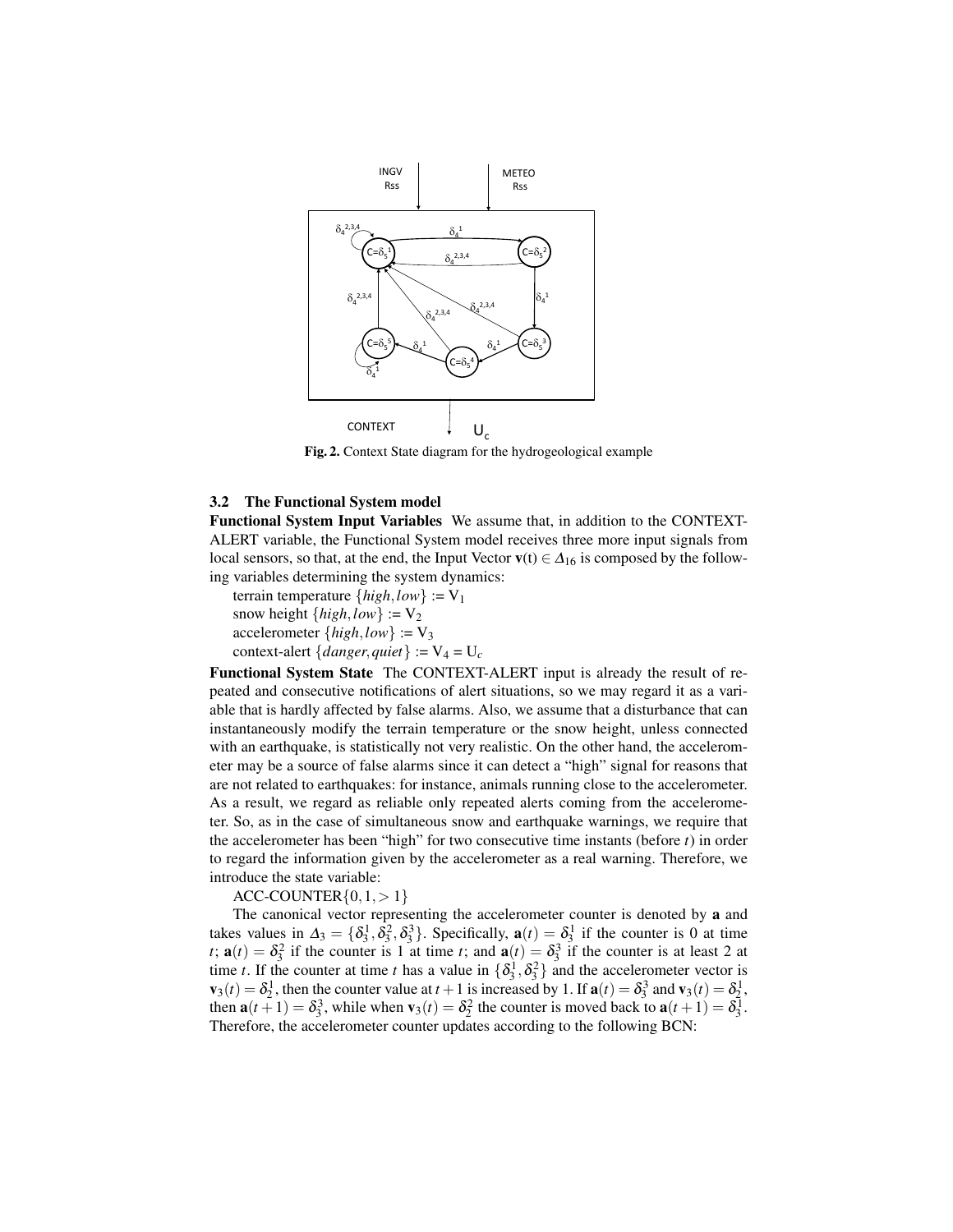Fig. 2. Context State diagram for the hydrogeological example

### 3.2 The Functional System model

**Functional System Input Variables** We assume that, in addition to the CONTEXT-ALERT variable, the Functional System model receives three more input signals from local sensors, so that, at the end, the Input Vector $\mathbf{v}(t) \in \Delta_{16}$ is composed by the following variables determining the system dynamics:

terrain temperature $\{high, low\} := \mathrm{V}_1$

snow height $\{high, low\} := \mathrm{V}_2$

accelerometer $\{high, low\} := \mathrm{V}_3$

context-alert $\{danger, quiet\} := \mathrm{V}_4 = \mathrm{U}_c$

**Functional System State** The CONTEXT-ALERT input is already the result of repeated and consecutive notifications of alert situations, so we may regard it as a variable that is hardly affected by false alarms. Also, we assume that a disturbance that can instantaneously modify the terrain temperature or the snow height, unless connected with an earthquake, is statistically not very realistic. On the other hand, the accelerometer may be a source of false alarms since it can detect a "high" signal for reasons that are not related to earthquakes: for instance, animals running close to the accelerometer. As a result, we regard as reliable only repeated alerts coming from the accelerometer. So, as in the case of simultaneous snow and earthquake warnings, we require that the accelerometer has been "high" for two consecutive time instants (before $t$) in order to regard the information given by the accelerometer as a real warning. Therefore, we introduce the state variable:

ACC-COUNTER$\{0, 1, > 1\}$

The canonical vector representing the accelerometer counter is denoted by $\mathbf{a}$ and takes values in $\Delta_3 = \{\delta_3^1, \delta_3^2, \delta_3^3\}$. Specifically, $\mathbf{a}(t) = \delta_3^1$ if the counter is 0 at time $t$; $\mathbf{a}(t) = \delta_3^2$ if the counter is 1 at time $t$; and $\mathbf{a}(t) = \delta_3^3$ if the counter is at least 2 at time $t$. If the counter at time $t$ has a value in $\{\delta_3^1, \delta_3^2\}$ and the accelerometer vector is $\mathbf{v}_3(t) = \delta_2^1$, then the counter value at $t+1$ is increased by 1. If $\mathbf{a}(t) = \delta_3^3$ and $\mathbf{v}_3(t) = \delta_2^1$, then $\mathbf{a}(t+1) = \delta_3^3$, while when $\mathbf{v}_3(t) = \delta_2^2$ the counter is moved back to $\mathbf{a}(t+1) = \delta_3^1$. Therefore, the accelerometer counter updates according to the following BCN: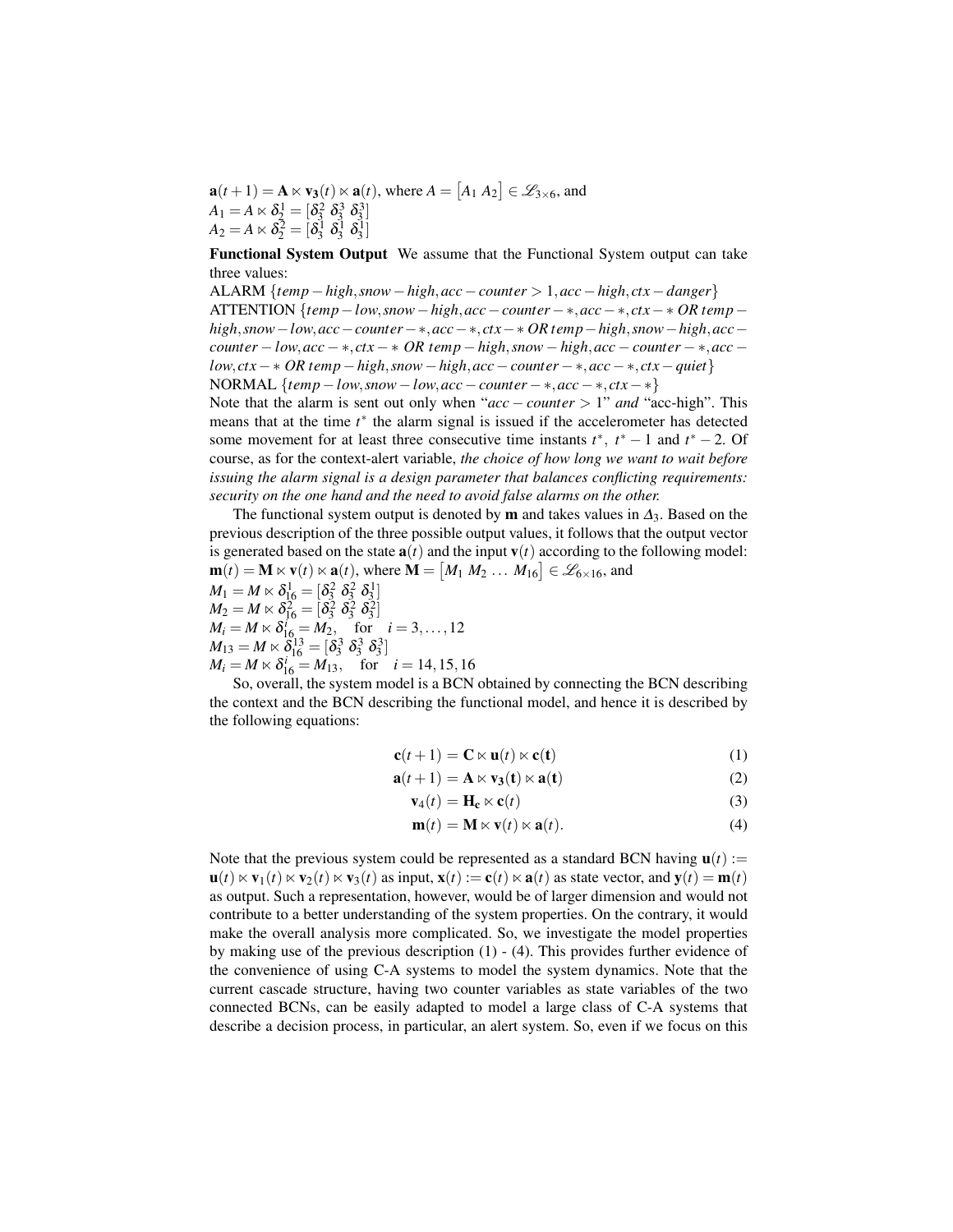$\mathbf{a}(t+1) = \mathbf{A} \ltimes \mathbf{v_3}(t) \ltimes \mathbf{a}(t)$, where $A = \begin{bmatrix} A_1 \ A_2 \end{bmatrix} \in \mathscr{L}_{3\times 6}$, and
$A_1 = A \ltimes \delta_2^1 = [\delta_3^2 \ \delta_3^3 \ \delta_3^3]$
$A_2 = A \ltimes \delta_2^2 = [\delta_3^1 \ \delta_3^1 \ \delta_3^1]$

**Functional System Output** We assume that the Functional System output can take three values:

ALARM $\{temp-high, snow-high, acc-counter > 1, acc-high, ctx-danger\}$
ATTENTION $\{temp-low, snow-high, acc-counter-*, acc-*, ctx-*$ *OR* $temp-high, snow-low, acc-counter-*, acc-*, ctx-*$ *OR* $temp-high, snow-high, acc-counter-low, acc-*, ctx-*$ *OR* $temp-high, snow-high, acc-counter-*, acc-low, ctx-*$ *OR* $temp-high, snow-high, acc-counter-*, acc-*, ctx-quiet\}$
NORMAL $\{temp-low, snow-low, acc-counter-*, acc-*, ctx-*\}$

Note that the alarm is sent out only when "$acc-counter > 1$" *and* "acc-high". This means that at the time $t^*$ the alarm signal is issued if the accelerometer has detected some movement for at least three consecutive time instants $t^*$, $t^*-1$ and $t^*-2$. Of course, as for the context-alert variable, *the choice of how long we want to wait before issuing the alarm signal is a design parameter that balances conflicting requirements: security on the one hand and the need to avoid false alarms on the other.*

The functional system output is denoted by $\mathbf{m}$ and takes values in $\Delta_3$. Based on the previous description of the three possible output values, it follows that the output vector is generated based on the state $\mathbf{a}(t)$ and the input $\mathbf{v}(t)$ according to the following model: $\mathbf{m}(t) = \mathbf{M} \ltimes \mathbf{v}(t) \ltimes \mathbf{a}(t)$, where $\mathbf{M} = \begin{bmatrix} M_1 \ M_2 \ \dots \ M_{16} \end{bmatrix} \in \mathscr{L}_{6\times 16}$, and
$M_1 = M \ltimes \delta_{16}^1 = [\delta_3^2 \ \delta_3^2 \ \delta_3^1]$
$M_2 = M \ltimes \delta_{16}^2 = [\delta_3^2 \ \delta_3^2 \ \delta_3^2]$
$M_i = M \ltimes \delta_{16}^i = M_2, \quad \text{for} \quad i = 3, \dots, 12$
$M_{13} = M \ltimes \delta_{16}^{13} = [\delta_3^3 \ \delta_3^3 \ \delta_3^3]$
$M_i = M \ltimes \delta_{16}^i = M_{13}, \quad \text{for} \quad i = 14, 15, 16$

So, overall, the system model is a BCN obtained by connecting the BCN describing the context and the BCN describing the functional model, and hence it is described by the following equations:

$$\mathbf{c}(t+1) = \mathbf{C} \ltimes \mathbf{u}(t) \ltimes \mathbf{c}(\mathbf{t}) \tag{1}$$

$$\mathbf{a}(t+1) = \mathbf{A} \ltimes \mathbf{v_3}(\mathbf{t}) \ltimes \mathbf{a}(\mathbf{t}) \tag{2}$$

$$\mathbf{v}_4(t) = \mathbf{H_c} \ltimes \mathbf{c}(t) \tag{3}$$

$$\mathbf{m}(t) = \mathbf{M} \ltimes \mathbf{v}(t) \ltimes \mathbf{a}(t). \tag{4}$$

Note that the previous system could be represented as a standard BCN having $\mathbf{u}(t) := \mathbf{u}(t) \ltimes \mathbf{v}_1(t) \ltimes \mathbf{v}_2(t) \ltimes \mathbf{v}_3(t)$ as input, $\mathbf{x}(t) := \mathbf{c}(t) \ltimes \mathbf{a}(t)$ as state vector, and $\mathbf{y}(t) = \mathbf{m}(t)$ as output. Such a representation, however, would be of larger dimension and would not contribute to a better understanding of the system properties. On the contrary, it would make the overall analysis more complicated. So, we investigate the model properties by making use of the previous description (1) - (4). This provides further evidence of the convenience of using C-A systems to model the system dynamics. Note that the current cascade structure, having two counter variables as state variables of the two connected BCNs, can be easily adapted to model a large class of C-A systems that describe a decision process, in particular, an alert system. So, even if we focus on this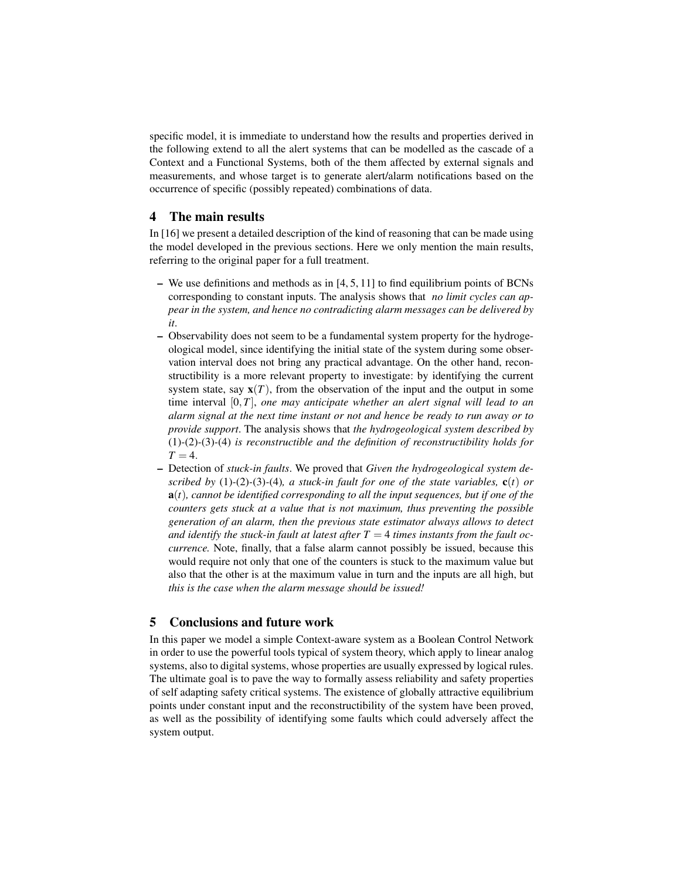specific model, it is immediate to understand how the results and properties derived in the following extend to all the alert systems that can be modelled as the cascade of a Context and a Functional Systems, both of the them affected by external signals and measurements, and whose target is to generate alert/alarm notifications based on the occurrence of specific (possibly repeated) combinations of data.

## 4 The main results

In [16] we present a detailed description of the kind of reasoning that can be made using the model developed in the previous sections. Here we only mention the main results, referring to the original paper for a full treatment.

- We use definitions and methods as in [4, 5, 11] to find equilibrium points of BCNs corresponding to constant inputs. The analysis shows that *no limit cycles can appear in the system, and hence no contradicting alarm messages can be delivered by it*.
- Observability does not seem to be a fundamental system property for the hydrogeological model, since identifying the initial state of the system during some observation interval does not bring any practical advantage. On the other hand, reconstructibility is a more relevant property to investigate: by identifying the current system state, say $\mathbf{x}(T)$, from the observation of the input and the output in some time interval $[0,T]$, *one may anticipate whether an alert signal will lead to an alarm signal at the next time instant or not and hence be ready to run away or to provide support*. The analysis shows that *the hydrogeological system described by* (1)-(2)-(3)-(4) *is reconstructible and the definition of reconstructibility holds for* $T = 4$.
- Detection of *stuck-in faults*. We proved that *Given the hydrogeological system described by* (1)-(2)-(3)-(4)*, a stuck-in fault for one of the state variables,* $\mathbf{c}(t)$ *or* $\mathbf{a}(t)$*, cannot be identified corresponding to all the input sequences, but if one of the counters gets stuck at a value that is not maximum, thus preventing the possible generation of an alarm, then the previous state estimator always allows to detect and identify the stuck-in fault at latest after* $T = 4$ *times instants from the fault occurrence.* Note, finally, that a false alarm cannot possibly be issued, because this would require not only that one of the counters is stuck to the maximum value but also that the other is at the maximum value in turn and the inputs are all high, but *this is the case when the alarm message should be issued!*

## 5 Conclusions and future work

In this paper we model a simple Context-aware system as a Boolean Control Network in order to use the powerful tools typical of system theory, which apply to linear analog systems, also to digital systems, whose properties are usually expressed by logical rules. The ultimate goal is to pave the way to formally assess reliability and safety properties of self adapting safety critical systems. The existence of globally attractive equilibrium points under constant input and the reconstructibility of the system have been proved, as well as the possibility of identifying some faults which could adversely affect the system output.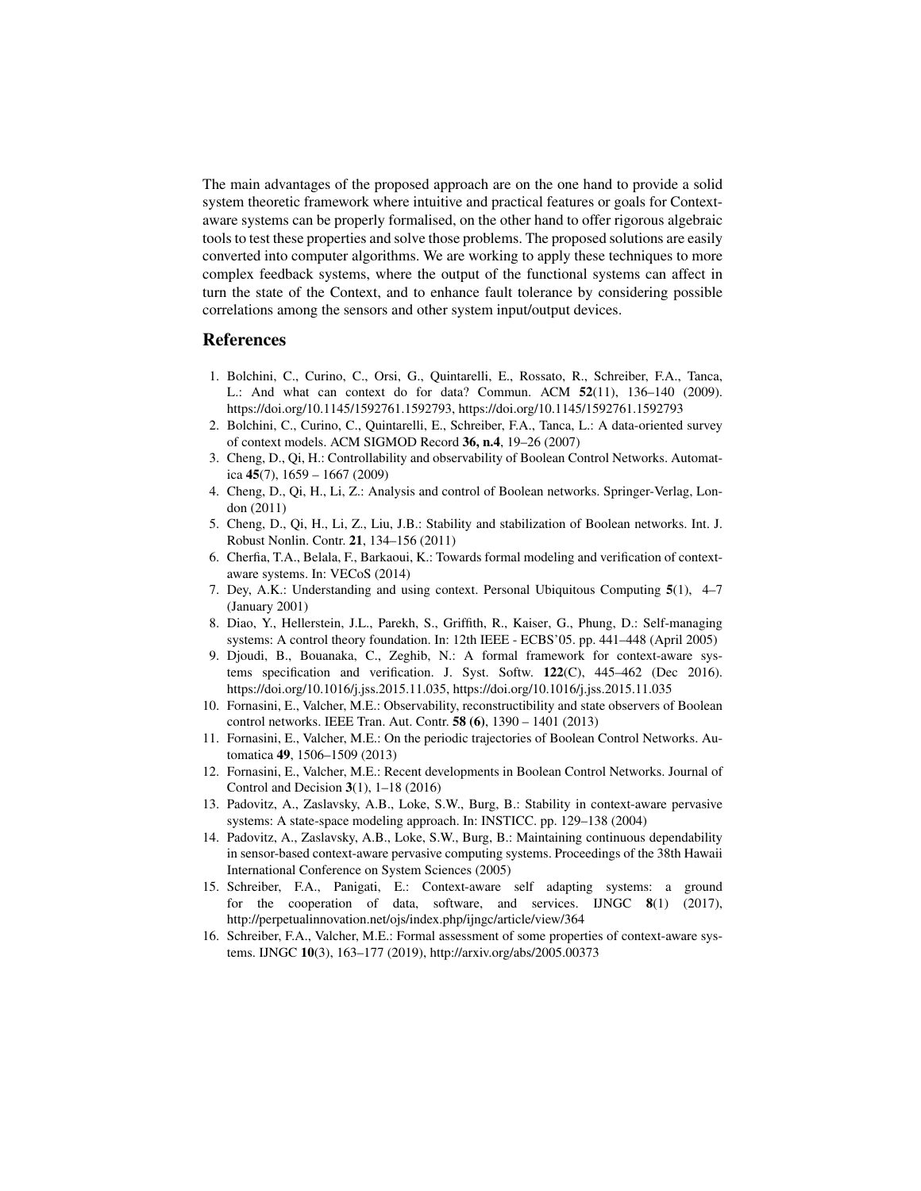The main advantages of the proposed approach are on the one hand to provide a solid system theoretic framework where intuitive and practical features or goals for Context-aware systems can be properly formalised, on the other hand to offer rigorous algebraic tools to test these properties and solve those problems. The proposed solutions are easily converted into computer algorithms. We are working to apply these techniques to more complex feedback systems, where the output of the functional systems can affect in turn the state of the Context, and to enhance fault tolerance by considering possible correlations among the sensors and other system input/output devices.

## References

1. Bolchini, C., Curino, C., Orsi, G., Quintarelli, E., Rossato, R., Schreiber, F.A., Tanca, L.: And what can context do for data? Commun. ACM **52**(11), 136–140 (2009). https://doi.org/10.1145/1592761.1592793, https://doi.org/10.1145/1592761.1592793
2. Bolchini, C., Curino, C., Quintarelli, E., Schreiber, F.A., Tanca, L.: A data-oriented survey of context models. ACM SIGMOD Record **36, n.4**, 19–26 (2007)
3. Cheng, D., Qi, H.: Controllability and observability of Boolean Control Networks. Automatica **45**(7), 1659 – 1667 (2009)
4. Cheng, D., Qi, H., Li, Z.: Analysis and control of Boolean networks. Springer-Verlag, London (2011)
5. Cheng, D., Qi, H., Li, Z., Liu, J.B.: Stability and stabilization of Boolean networks. Int. J. Robust Nonlin. Contr. **21**, 134–156 (2011)
6. Cherfia, T.A., Belala, F., Barkaoui, K.: Towards formal modeling and verification of context-aware systems. In: VECoS (2014)
7. Dey, A.K.: Understanding and using context. Personal Ubiquitous Computing **5**(1), 4–7 (January 2001)
8. Diao, Y., Hellerstein, J.L., Parekh, S., Griffith, R., Kaiser, G., Phung, D.: Self-managing systems: A control theory foundation. In: 12th IEEE - ECBS'05. pp. 441–448 (April 2005)
9. Djoudi, B., Bouanaka, C., Zeghib, N.: A formal framework for context-aware systems specification and verification. J. Syst. Softw. **122**(C), 445–462 (Dec 2016). https://doi.org/10.1016/j.jss.2015.11.035, https://doi.org/10.1016/j.jss.2015.11.035
10. Fornasini, E., Valcher, M.E.: Observability, reconstructibility and state observers of Boolean control networks. IEEE Tran. Aut. Contr. **58 (6)**, 1390 – 1401 (2013)
11. Fornasini, E., Valcher, M.E.: On the periodic trajectories of Boolean Control Networks. Automatica **49**, 1506–1509 (2013)
12. Fornasini, E., Valcher, M.E.: Recent developments in Boolean Control Networks. Journal of Control and Decision **3**(1), 1–18 (2016)
13. Padovitz, A., Zaslavsky, A.B., Loke, S.W., Burg, B.: Stability in context-aware pervasive systems: A state-space modeling approach. In: INSTICC. pp. 129–138 (2004)
14. Padovitz, A., Zaslavsky, A.B., Loke, S.W., Burg, B.: Maintaining continuous dependability in sensor-based context-aware pervasive computing systems. Proceedings of the 38th Hawaii International Conference on System Sciences (2005)
15. Schreiber, F.A., Panigati, E.: Context-aware self adapting systems: a ground for the cooperation of data, software, and services. IJNGC **8**(1) (2017), http://perpetualinnovation.net/ojs/index.php/ijngc/article/view/364
16. Schreiber, F.A., Valcher, M.E.: Formal assessment of some properties of context-aware systems. IJNGC **10**(3), 163–177 (2019), http://arxiv.org/abs/2005.00373